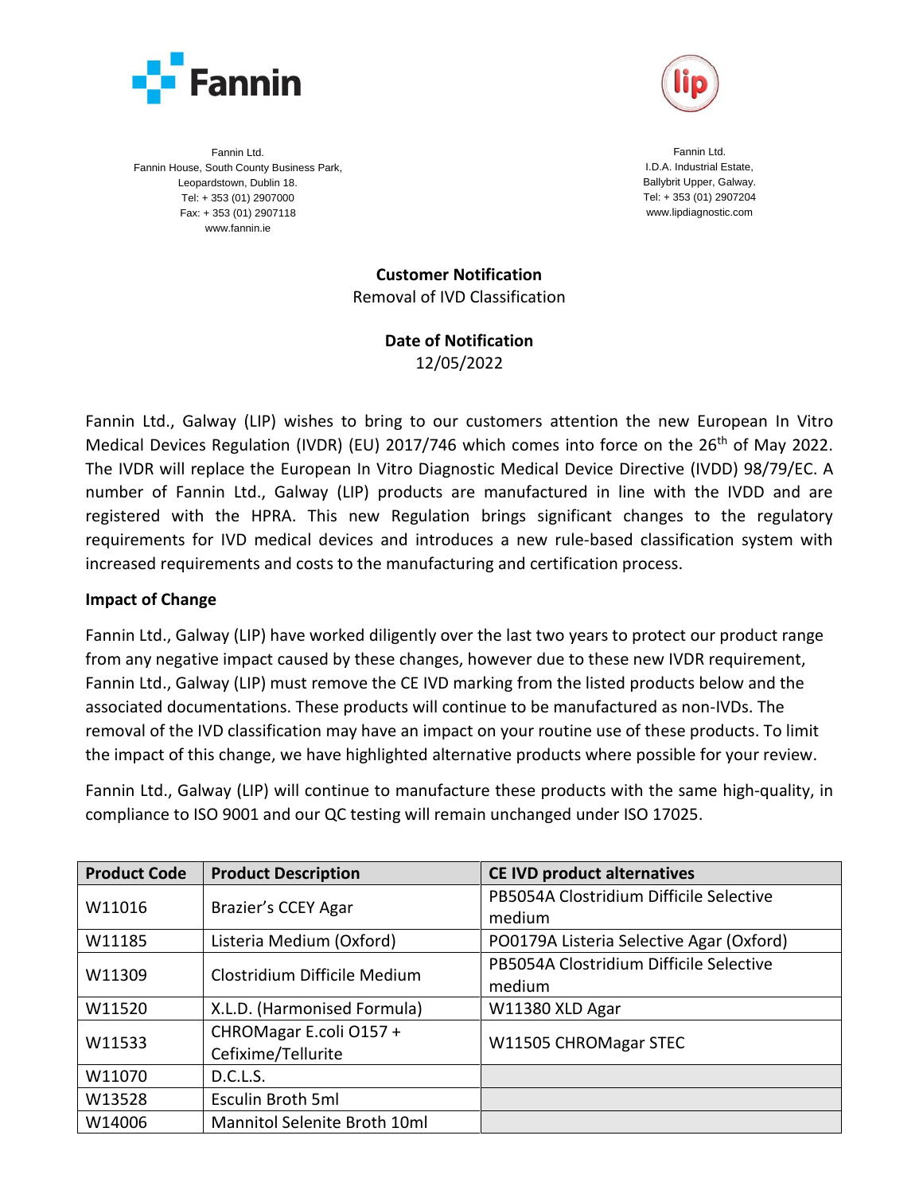Fannin

Fannin Ltd.
Fannin House, South County Business Park,
Leopardstown, Dublin 18.
Tel: + 353 (01) 2907000
Fax: + 353 (01) 2907118
www.fannin.ie

lip

Fannin Ltd.
I.D.A. Industrial Estate,
Ballybrit Upper, Galway.
Tel: + 353 (01) 2907204
www.lipdiagnostic.com

**Customer Notification**
Removal of IVD Classification

**Date of Notification**
12/05/2022

Fannin Ltd., Galway (LIP) wishes to bring to our customers attention the new European In Vitro Medical Devices Regulation (IVDR) (EU) 2017/746 which comes into force on the 26th of May 2022. The IVDR will replace the European In Vitro Diagnostic Medical Device Directive (IVDD) 98/79/EC. A number of Fannin Ltd., Galway (LIP) products are manufactured in line with the IVDD and are registered with the HPRA. This new Regulation brings significant changes to the regulatory requirements for IVD medical devices and introduces a new rule-based classification system with increased requirements and costs to the manufacturing and certification process.

**Impact of Change**

Fannin Ltd., Galway (LIP) have worked diligently over the last two years to protect our product range from any negative impact caused by these changes, however due to these new IVDR requirement, Fannin Ltd., Galway (LIP) must remove the CE IVD marking from the listed products below and the associated documentations. These products will continue to be manufactured as non-IVDs. The removal of the IVD classification may have an impact on your routine use of these products. To limit the impact of this change, we have highlighted alternative products where possible for your review.

Fannin Ltd., Galway (LIP) will continue to manufacture these products with the same high-quality, in compliance to ISO 9001 and our QC testing will remain unchanged under ISO 17025.

| Product Code | Product Description | CE IVD product alternatives |
|---|---|---|
| W11016 | Brazier's CCEY Agar | PB5054A Clostridium Difficile Selective medium |
| W11185 | Listeria Medium (Oxford) | PO0179A Listeria Selective Agar (Oxford) |
| W11309 | Clostridium Difficile Medium | PB5054A Clostridium Difficile Selective medium |
| W11520 | X.L.D. (Harmonised Formula) | W11380 XLD Agar |
| W11533 | CHROMagar E.coli O157 + Cefixime/Tellurite | W11505 CHROMagar STEC |
| W11070 | D.C.L.S. | |
| W13528 | Esculin Broth 5ml | |
| W14006 | Mannitol Selenite Broth 10ml | |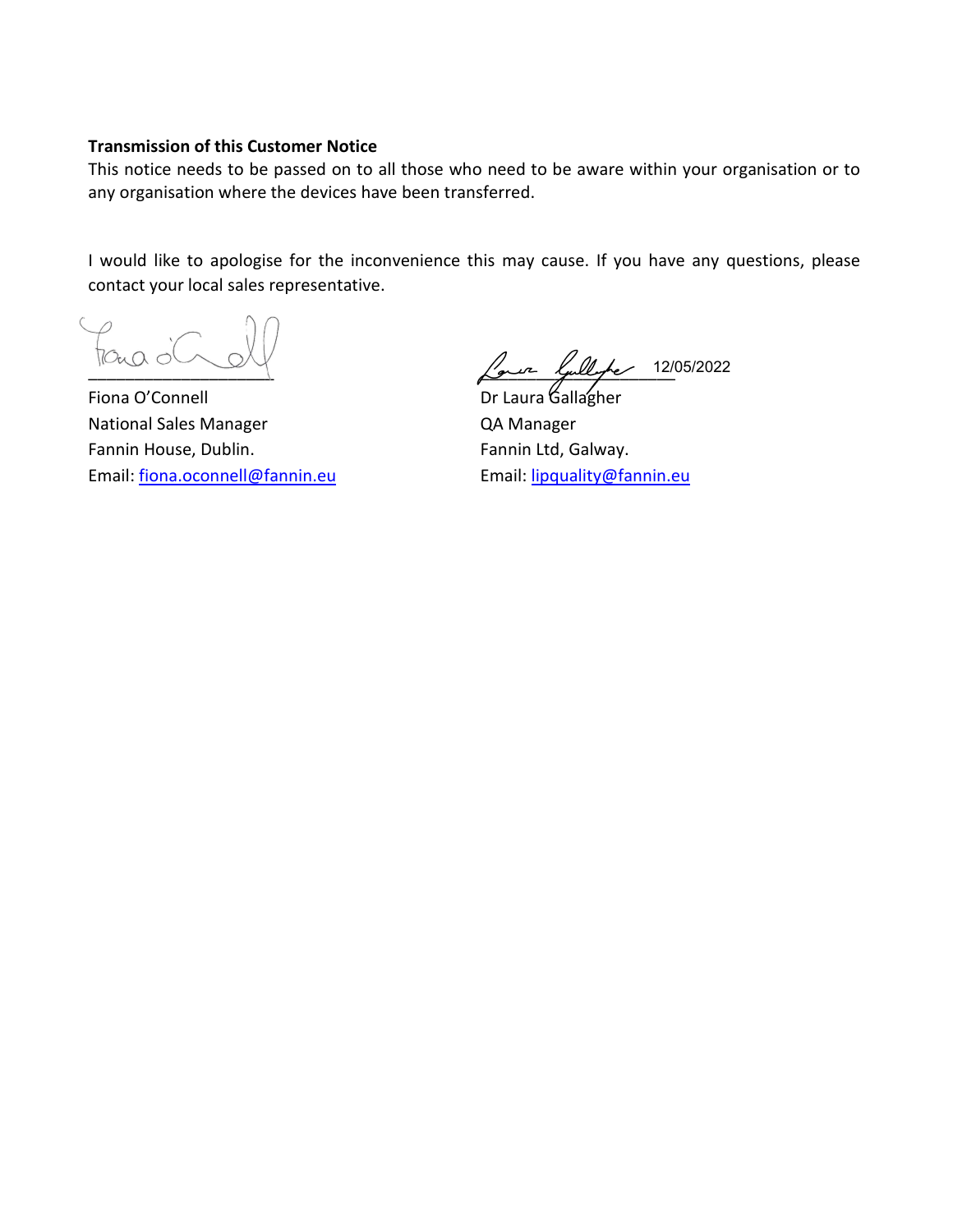**Transmission of this Customer Notice**

This notice needs to be passed on to all those who need to be aware within your organisation or to any organisation where the devices have been transferred.

I would like to apologise for the inconvenience this may cause. If you have any questions, please contact your local sales representative.

Fiona O'Connell
National Sales Manager
Fannin House, Dublin.
Email: fiona.oconnell@fannin.eu

12/05/2022
Dr Laura Gallagher
QA Manager
Fannin Ltd, Galway.
Email: lipquality@fannin.eu